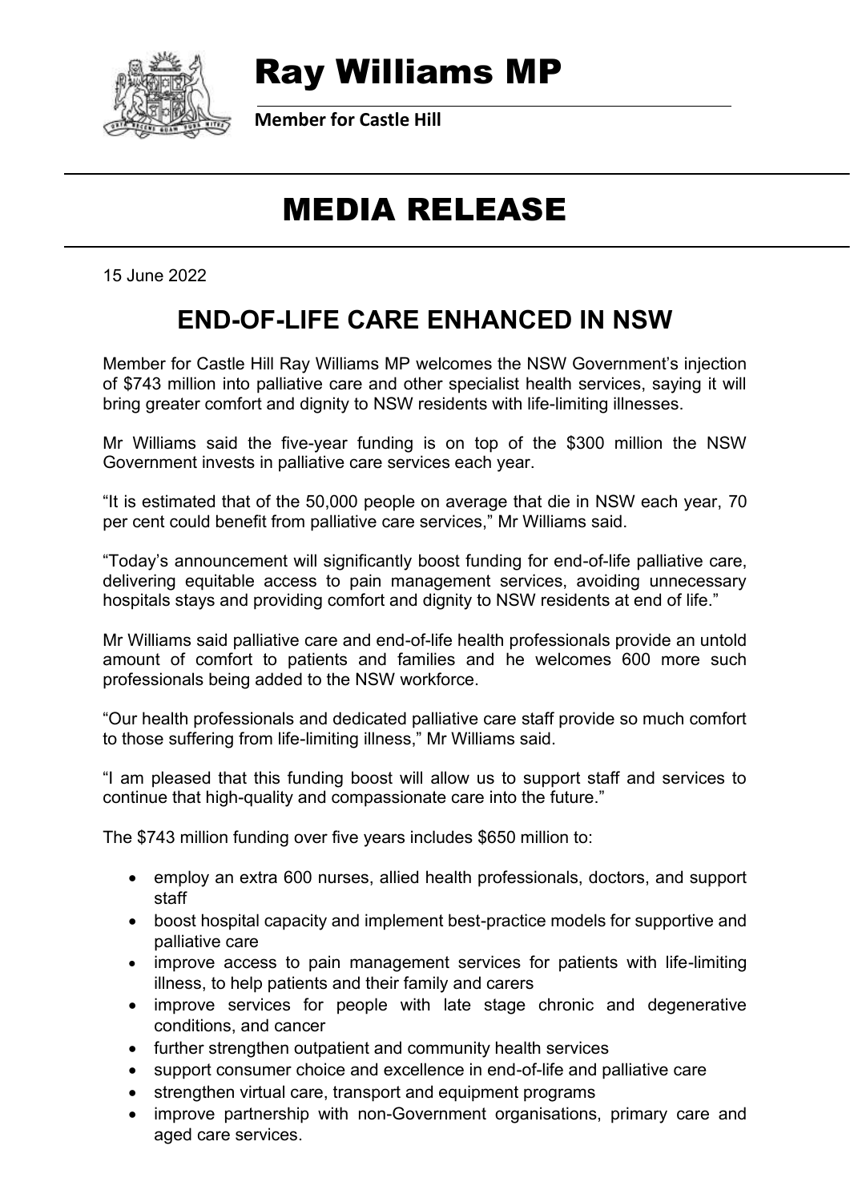# Ray Williams MP

**Member for Castle Hill**

# MEDIA RELEASE

15 June 2022

## END-OF-LIFE CARE ENHANCED IN NSW

Member for Castle Hill Ray Williams MP welcomes the NSW Government's injection of $743 million into palliative care and other specialist health services, saying it will bring greater comfort and dignity to NSW residents with life-limiting illnesses.

Mr Williams said the five-year funding is on top of the $300 million the NSW Government invests in palliative care services each year.

"It is estimated that of the 50,000 people on average that die in NSW each year, 70 per cent could benefit from palliative care services," Mr Williams said.

"Today's announcement will significantly boost funding for end-of-life palliative care, delivering equitable access to pain management services, avoiding unnecessary hospitals stays and providing comfort and dignity to NSW residents at end of life."

Mr Williams said palliative care and end-of-life health professionals provide an untold amount of comfort to patients and families and he welcomes 600 more such professionals being added to the NSW workforce.

"Our health professionals and dedicated palliative care staff provide so much comfort to those suffering from life-limiting illness," Mr Williams said.

"I am pleased that this funding boost will allow us to support staff and services to continue that high-quality and compassionate care into the future."

The $743 million funding over five years includes $650 million to:

- employ an extra 600 nurses, allied health professionals, doctors, and support staff
- boost hospital capacity and implement best-practice models for supportive and palliative care
- improve access to pain management services for patients with life-limiting illness, to help patients and their family and carers
- improve services for people with late stage chronic and degenerative conditions, and cancer
- further strengthen outpatient and community health services
- support consumer choice and excellence in end-of-life and palliative care
- strengthen virtual care, transport and equipment programs
- improve partnership with non-Government organisations, primary care and aged care services.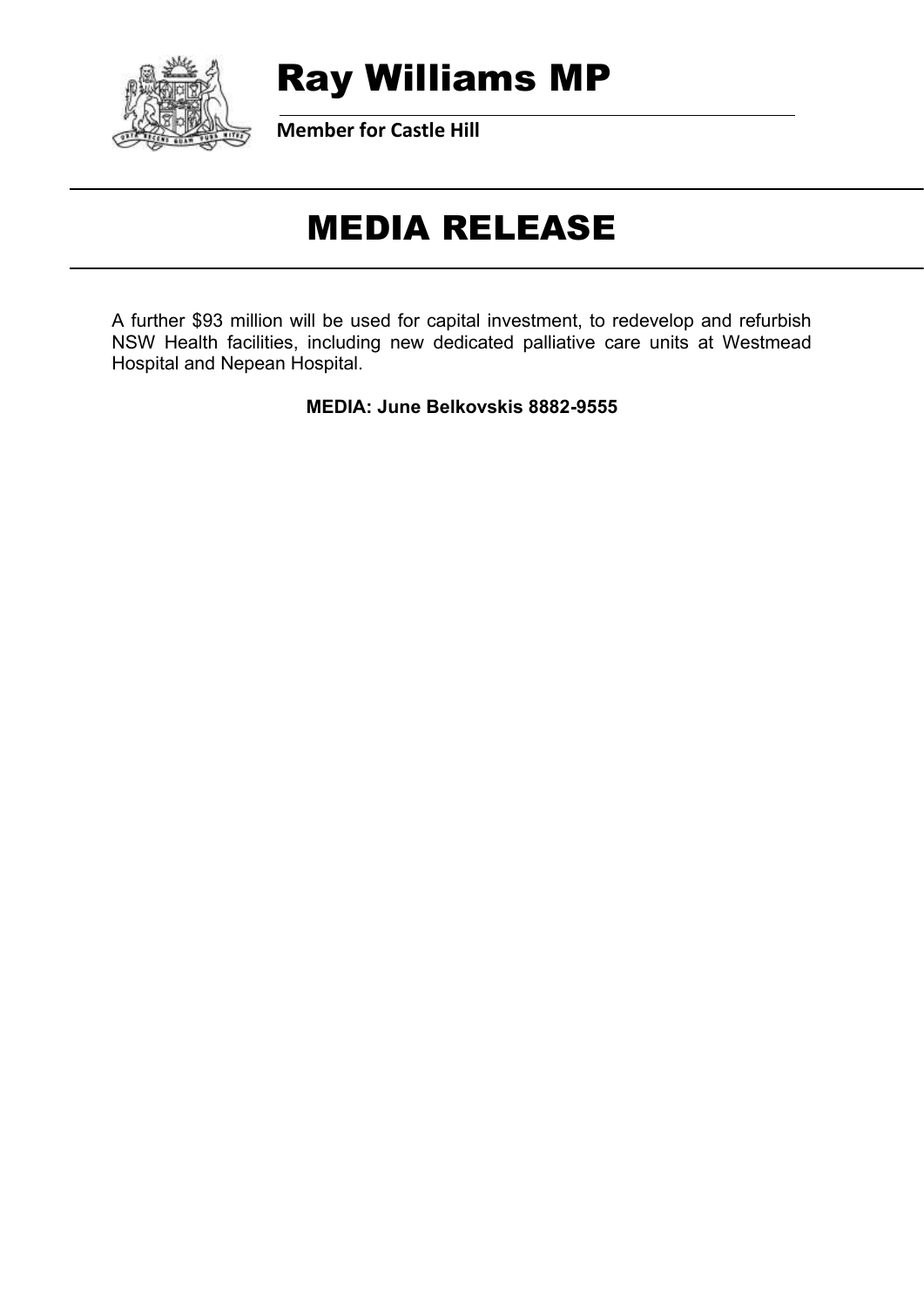# Ray Williams MP

**Member for Castle Hill**

# MEDIA RELEASE

A further $93 million will be used for capital investment, to redevelop and refurbish NSW Health facilities, including new dedicated palliative care units at Westmead Hospital and Nepean Hospital.

**MEDIA: June Belkovskis 8882-9555**